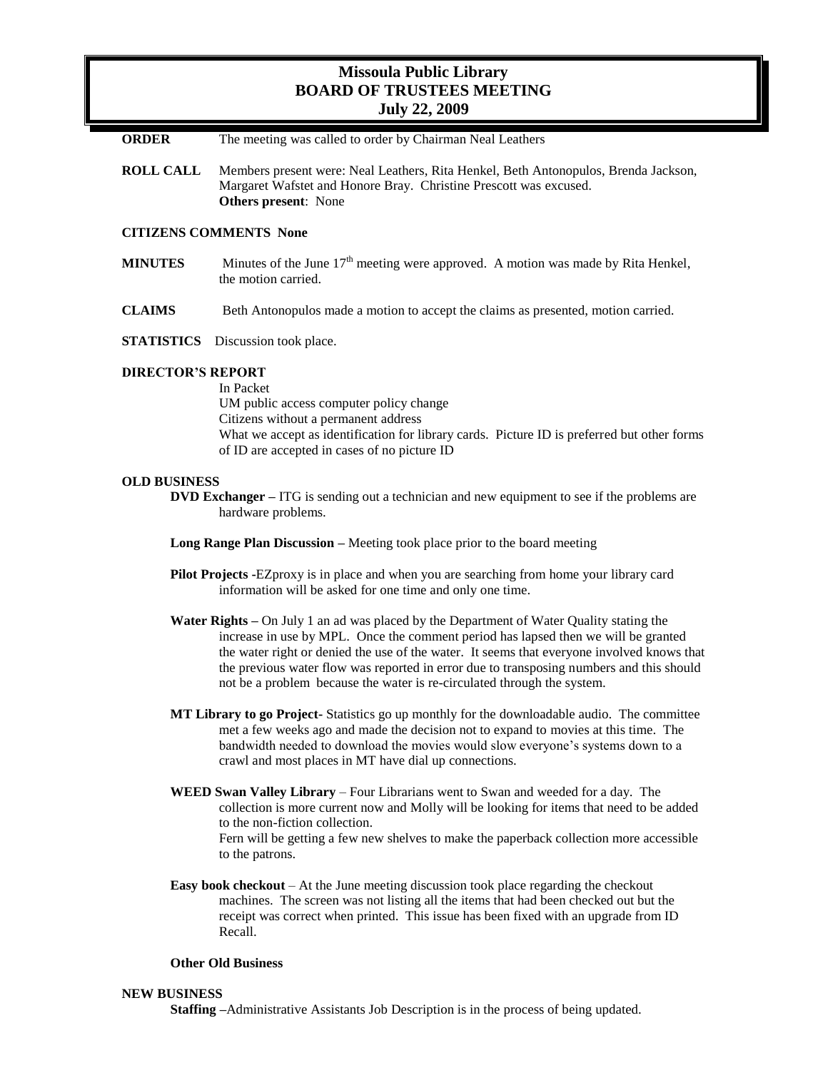# Missoula Public Library
## BOARD OF TRUSTEES MEETING
### July 22, 2009

**ORDER** The meeting was called to order by Chairman Neal Leathers

**ROLL CALL** Members present were: Neal Leathers, Rita Henkel, Beth Antonopulos, Brenda Jackson, Margaret Wafstet and Honore Bray. Christine Prescott was excused.
**Others present**: None

**CITIZENS COMMENTS None**

**MINUTES** Minutes of the June 17th meeting were approved. A motion was made by Rita Henkel, the motion carried.

**CLAIMS** Beth Antonopulos made a motion to accept the claims as presented, motion carried.

**STATISTICS** Discussion took place.

**DIRECTOR'S REPORT**

In Packet
UM public access computer policy change
Citizens without a permanent address
What we accept as identification for library cards. Picture ID is preferred but other forms of ID are accepted in cases of no picture ID

**OLD BUSINESS**

**DVD Exchanger –** ITG is sending out a technician and new equipment to see if the problems are hardware problems.

**Long Range Plan Discussion –** Meeting took place prior to the board meeting

**Pilot Projects** -EZproxy is in place and when you are searching from home your library card information will be asked for one time and only one time.

**Water Rights –** On July 1 an ad was placed by the Department of Water Quality stating the increase in use by MPL. Once the comment period has lapsed then we will be granted the water right or denied the use of the water. It seems that everyone involved knows that the previous water flow was reported in error due to transposing numbers and this should not be a problem because the water is re-circulated through the system.

**MT Library to go Project**- Statistics go up monthly for the downloadable audio. The committee met a few weeks ago and made the decision not to expand to movies at this time. The bandwidth needed to download the movies would slow everyone's systems down to a crawl and most places in MT have dial up connections.

**WEED Swan Valley Library** – Four Librarians went to Swan and weeded for a day. The collection is more current now and Molly will be looking for items that need to be added to the non-fiction collection.
Fern will be getting a few new shelves to make the paperback collection more accessible to the patrons.

**Easy book checkout** – At the June meeting discussion took place regarding the checkout machines. The screen was not listing all the items that had been checked out but the receipt was correct when printed. This issue has been fixed with an upgrade from ID Recall.

**Other Old Business**

**NEW BUSINESS**

**Staffing –**Administrative Assistants Job Description is in the process of being updated.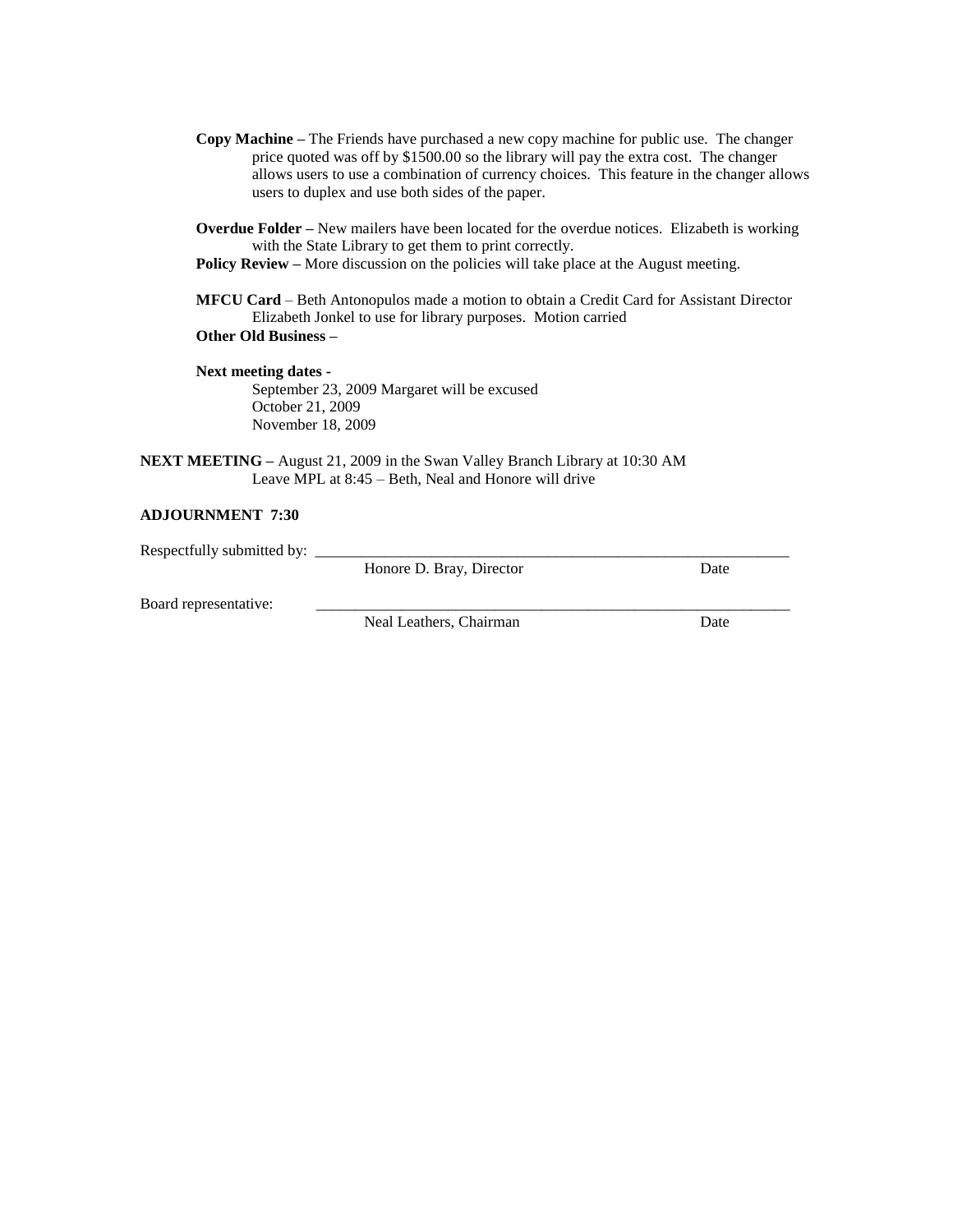**Copy Machine –** The Friends have purchased a new copy machine for public use. The changer price quoted was off by $1500.00 so the library will pay the extra cost. The changer allows users to use a combination of currency choices. This feature in the changer allows users to duplex and use both sides of the paper.

**Overdue Folder –** New mailers have been located for the overdue notices. Elizabeth is working with the State Library to get them to print correctly.

**Policy Review –** More discussion on the policies will take place at the August meeting.

**MFCU Card** – Beth Antonopulos made a motion to obtain a Credit Card for Assistant Director Elizabeth Jonkel to use for library purposes. Motion carried

**Other Old Business –**

**Next meeting dates -**

September 23, 2009 Margaret will be excused
October 21, 2009
November 18, 2009

**NEXT MEETING –** August 21, 2009 in the Swan Valley Branch Library at 10:30 AM
Leave MPL at 8:45 – Beth, Neal and Honore will drive

**ADJOURNMENT 7:30**

Respectfully submitted by: ________________________________________________
Honore D. Bray, Director Date

Board representative: ________________________________________________
Neal Leathers, Chairman Date